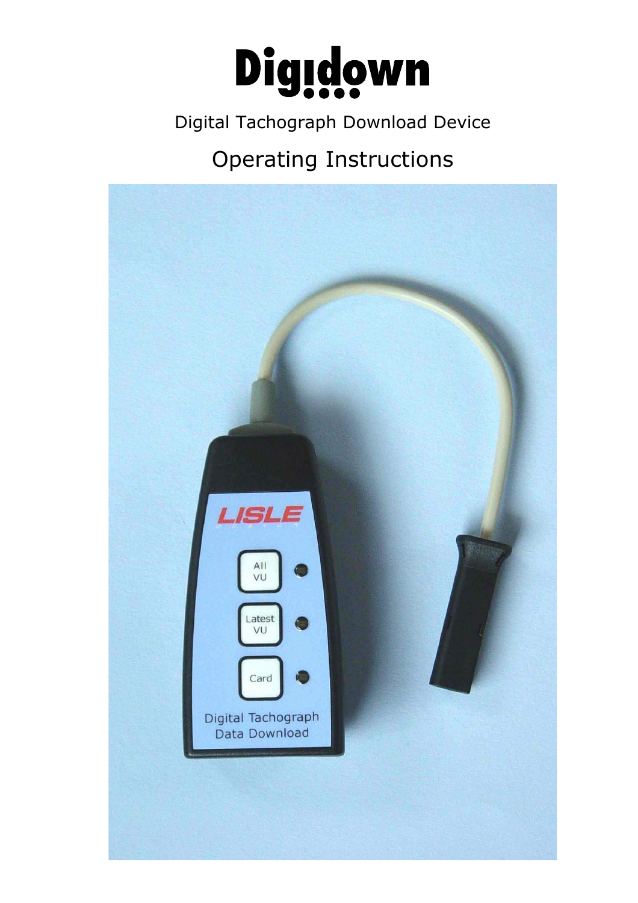# Digidown

Digital Tachograph Download Device

Operating Instructions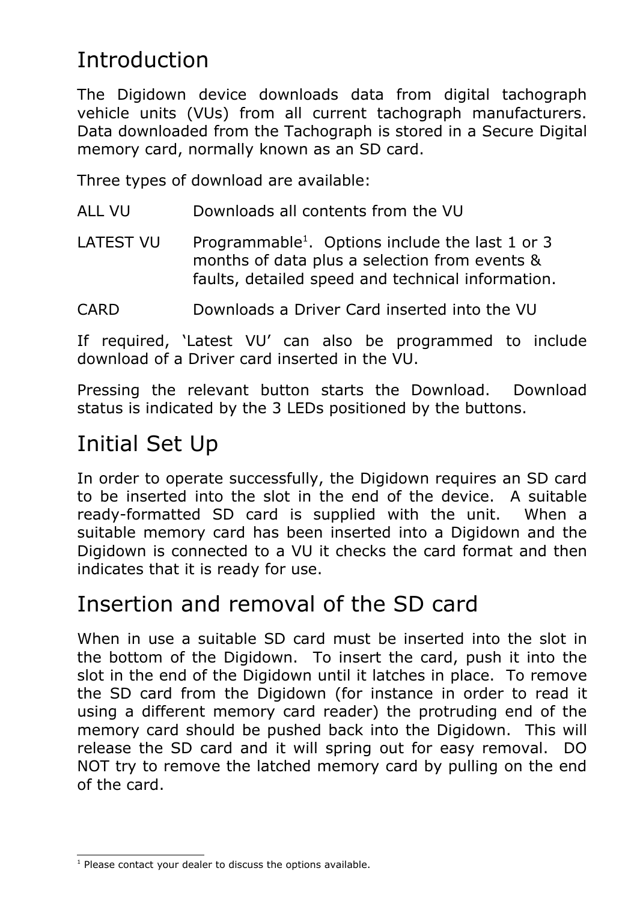# Introduction

The Digidown device downloads data from digital tachograph vehicle units (VUs) from all current tachograph manufacturers. Data downloaded from the Tachograph is stored in a Secure Digital memory card, normally known as an SD card.

Three types of download are available:

| | |
|---|---|
| ALL VU | Downloads all contents from the VU |
| LATEST VU | Programmable[1]. Options include the last 1 or 3 months of data plus a selection from events & faults, detailed speed and technical information. |
| CARD | Downloads a Driver Card inserted into the VU |

If required, 'Latest VU' can also be programmed to include download of a Driver card inserted in the VU.

Pressing the relevant button starts the Download. Download status is indicated by the 3 LEDs positioned by the buttons.

# Initial Set Up

In order to operate successfully, the Digidown requires an SD card to be inserted into the slot in the end of the device. A suitable ready-formatted SD card is supplied with the unit. When a suitable memory card has been inserted into a Digidown and the Digidown is connected to a VU it checks the card format and then indicates that it is ready for use.

# Insertion and removal of the SD card

When in use a suitable SD card must be inserted into the slot in the bottom of the Digidown. To insert the card, push it into the slot in the end of the Digidown until it latches in place. To remove the SD card from the Digidown (for instance in order to read it using a different memory card reader) the protruding end of the memory card should be pushed back into the Digidown. This will release the SD card and it will spring out for easy removal. DO NOT try to remove the latched memory card by pulling on the end of the card.

---

[1] Please contact your dealer to discuss the options available.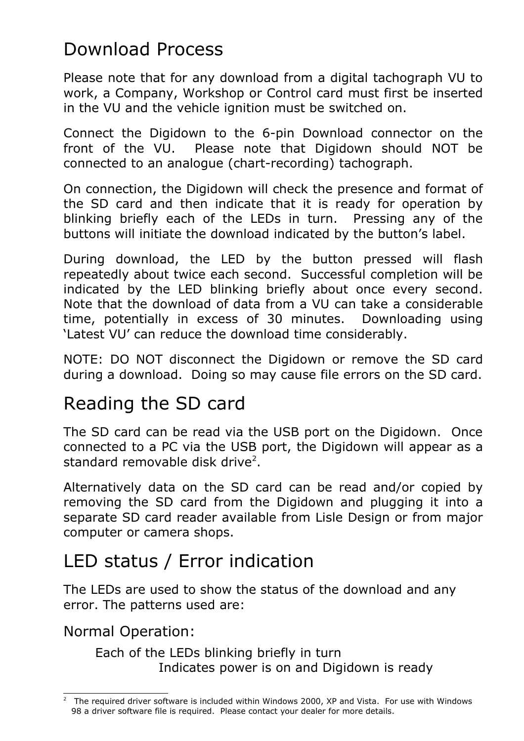# Download Process

Please note that for any download from a digital tachograph VU to work, a Company, Workshop or Control card must first be inserted in the VU and the vehicle ignition must be switched on.

Connect the Digidown to the 6-pin Download connector on the front of the VU. Please note that Digidown should NOT be connected to an analogue (chart-recording) tachograph.

On connection, the Digidown will check the presence and format of the SD card and then indicate that it is ready for operation by blinking briefly each of the LEDs in turn. Pressing any of the buttons will initiate the download indicated by the button's label.

During download, the LED by the button pressed will flash repeatedly about twice each second. Successful completion will be indicated by the LED blinking briefly about once every second. Note that the download of data from a VU can take a considerable time, potentially in excess of 30 minutes. Downloading using 'Latest VU' can reduce the download time considerably.

NOTE: DO NOT disconnect the Digidown or remove the SD card during a download. Doing so may cause file errors on the SD card.

# Reading the SD card

The SD card can be read via the USB port on the Digidown. Once connected to a PC via the USB port, the Digidown will appear as a standard removable disk drive[2].

Alternatively data on the SD card can be read and/or copied by removing the SD card from the Digidown and plugging it into a separate SD card reader available from Lisle Design or from major computer or camera shops.

# LED status / Error indication

The LEDs are used to show the status of the download and any error. The patterns used are:

## Normal Operation:

Each of the LEDs blinking briefly in turn

Indicates power is on and Digidown is ready

---

[2] The required driver software is included within Windows 2000, XP and Vista. For use with Windows 98 a driver software file is required. Please contact your dealer for more details.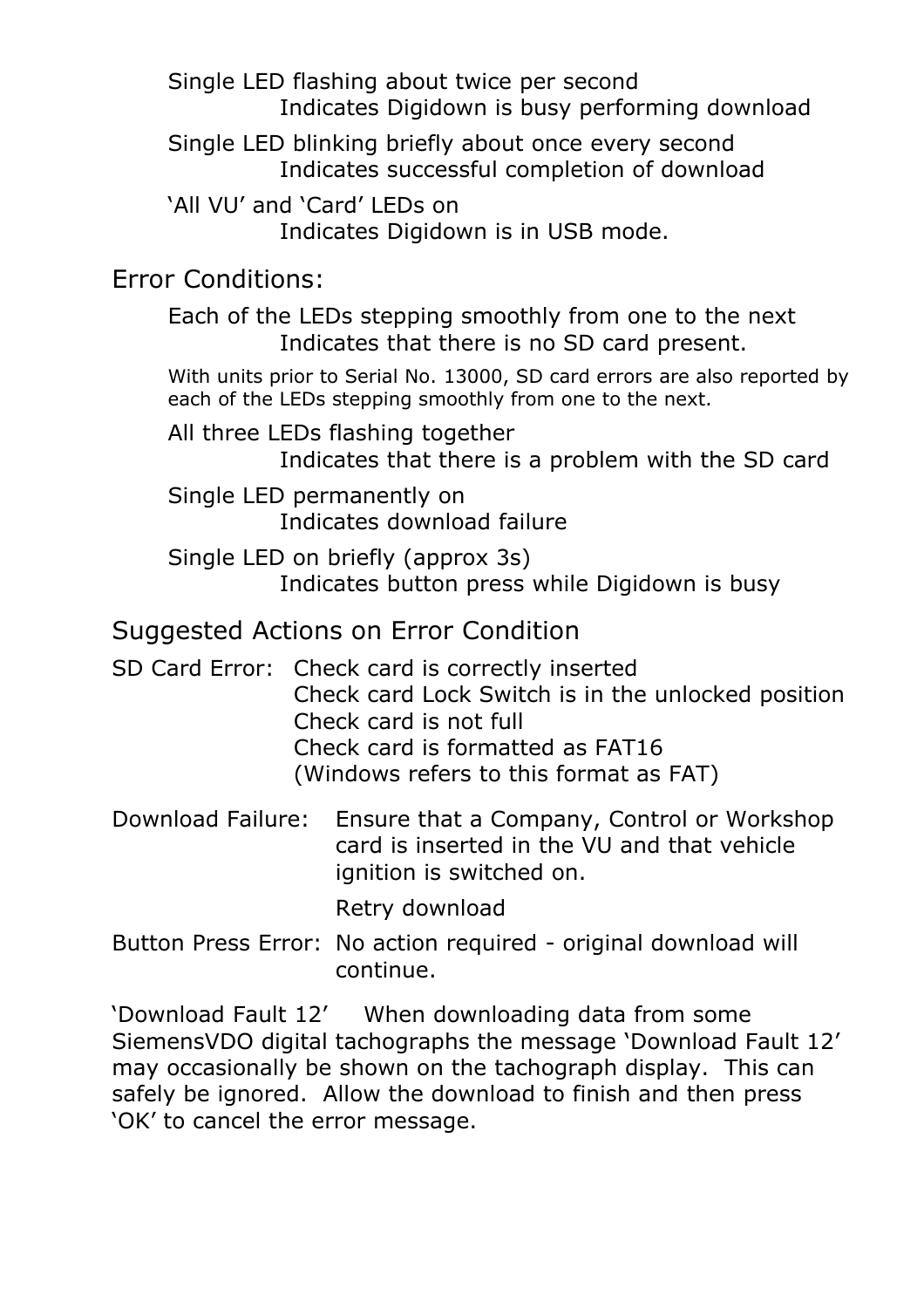Single LED flashing about twice per second
: Indicates Digidown is busy performing download

Single LED blinking briefly about once every second
: Indicates successful completion of download

'All VU' and 'Card' LEDs on
: Indicates Digidown is in USB mode.

## Error Conditions:

Each of the LEDs stepping smoothly from one to the next
: Indicates that there is no SD card present.

With units prior to Serial No. 13000, SD card errors are also reported by each of the LEDs stepping smoothly from one to the next.

All three LEDs flashing together
: Indicates that there is a problem with the SD card

Single LED permanently on
: Indicates download failure

Single LED on briefly (approx 3s)
: Indicates button press while Digidown is busy

## Suggested Actions on Error Condition

SD Card Error:
- Check card is correctly inserted
- Check card Lock Switch is in the unlocked position
- Check card is not full
- Check card is formatted as FAT16 (Windows refers to this format as FAT)

Download Failure:
- Ensure that a Company, Control or Workshop card is inserted in the VU and that vehicle ignition is switched on.
- Retry download

Button Press Error:
- No action required - original download will continue.

'Download Fault 12' When downloading data from some SiemensVDO digital tachographs the message 'Download Fault 12' may occasionally be shown on the tachograph display. This can safely be ignored. Allow the download to finish and then press 'OK' to cancel the error message.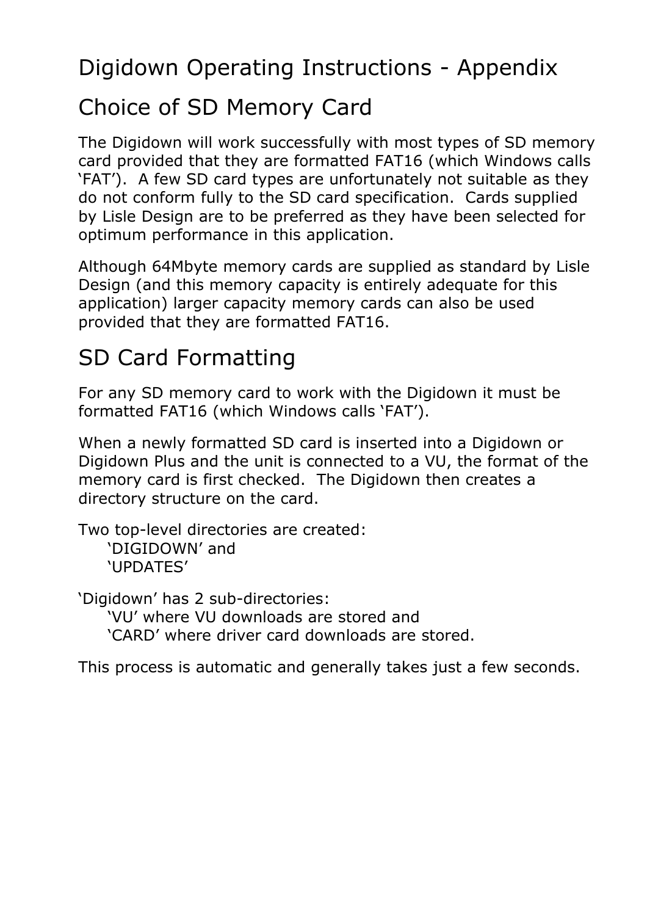# Digidown Operating Instructions - Appendix

## Choice of SD Memory Card

The Digidown will work successfully with most types of SD memory card provided that they are formatted FAT16 (which Windows calls 'FAT'). A few SD card types are unfortunately not suitable as they do not conform fully to the SD card specification. Cards supplied by Lisle Design are to be preferred as they have been selected for optimum performance in this application.

Although 64Mbyte memory cards are supplied as standard by Lisle Design (and this memory capacity is entirely adequate for this application) larger capacity memory cards can also be used provided that they are formatted FAT16.

## SD Card Formatting

For any SD memory card to work with the Digidown it must be formatted FAT16 (which Windows calls 'FAT').

When a newly formatted SD card is inserted into a Digidown or Digidown Plus and the unit is connected to a VU, the format of the memory card is first checked. The Digidown then creates a directory structure on the card.

Two top-level directories are created:
- 'DIGIDOWN' and
- 'UPDATES'

'Digidown' has 2 sub-directories:
- 'VU' where VU downloads are stored and
- 'CARD' where driver card downloads are stored.

This process is automatic and generally takes just a few seconds.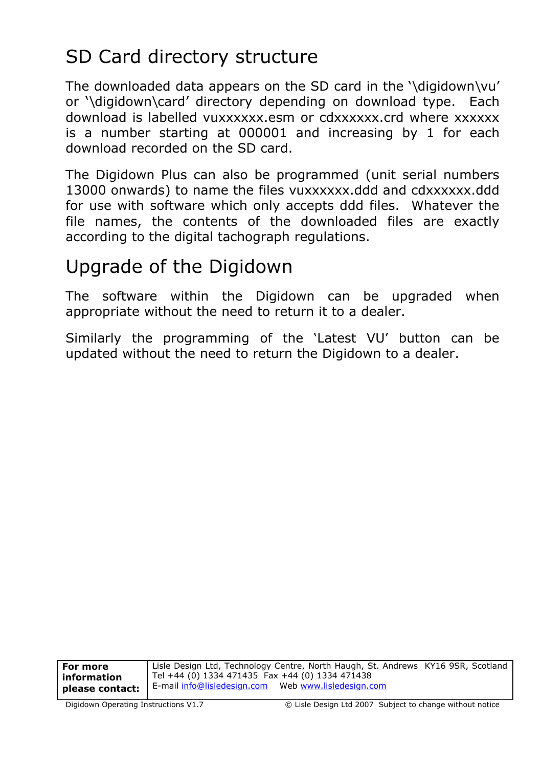# SD Card directory structure

The downloaded data appears on the SD card in the '\digidown\vu' or '\digidown\card' directory depending on download type. Each download is labelled vuxxxxxx.esm or cdxxxxxx.crd where xxxxxx is a number starting at 000001 and increasing by 1 for each download recorded on the SD card.

The Digidown Plus can also be programmed (unit serial numbers 13000 onwards) to name the files vuxxxxxx.ddd and cdxxxxxx.ddd for use with software which only accepts ddd files. Whatever the file names, the contents of the downloaded files are exactly according to the digital tachograph regulations.

# Upgrade of the Digidown

The software within the Digidown can be upgraded when appropriate without the need to return it to a dealer.

Similarly the programming of the 'Latest VU' button can be updated without the need to return the Digidown to a dealer.

| | |
|---|---|
| **For more information please contact:** | Lisle Design Ltd, Technology Centre, North Haugh, St. Andrews KY16 9SR, Scotland<br>Tel +44 (0) 1334 471435 Fax +44 (0) 1334 471438<br>E-mail info@lisledesign.com Web www.lisledesign.com |

Digidown Operating Instructions V1.7 © Lisle Design Ltd 2007 Subject to change without notice